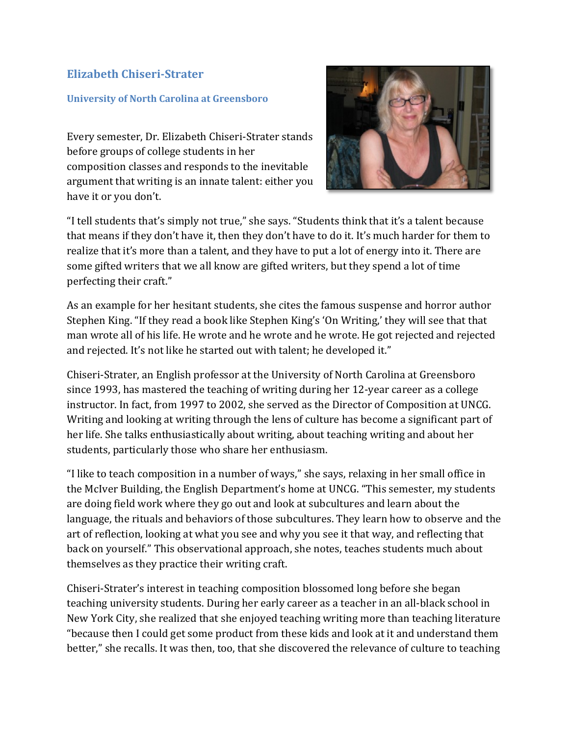## Elizabeth Chiseri-Strater

### University of North Carolina at Greensboro

Every semester, Dr. Elizabeth Chiseri-Strater stands before groups of college students in her composition classes and responds to the inevitable argument that writing is an innate talent: either you have it or you don't.

"I tell students that's simply not true," she says. "Students think that it's a talent because that means if they don't have it, then they don't have to do it. It's much harder for them to realize that it's more than a talent, and they have to put a lot of energy into it. There are some gifted writers that we all know are gifted writers, but they spend a lot of time perfecting their craft."

As an example for her hesitant students, she cites the famous suspense and horror author Stephen King. "If they read a book like Stephen King's 'On Writing,' they will see that that man wrote all of his life. He wrote and he wrote and he wrote. He got rejected and rejected and rejected. It's not like he started out with talent; he developed it."

Chiseri-Strater, an English professor at the University of North Carolina at Greensboro since 1993, has mastered the teaching of writing during her 12-year career as a college instructor. In fact, from 1997 to 2002, she served as the Director of Composition at UNCG. Writing and looking at writing through the lens of culture has become a significant part of her life. She talks enthusiastically about writing, about teaching writing and about her students, particularly those who share her enthusiasm.

"I like to teach composition in a number of ways," she says, relaxing in her small office in the McIver Building, the English Department's home at UNCG. "This semester, my students are doing field work where they go out and look at subcultures and learn about the language, the rituals and behaviors of those subcultures. They learn how to observe and the art of reflection, looking at what you see and why you see it that way, and reflecting that back on yourself." This observational approach, she notes, teaches students much about themselves as they practice their writing craft.

Chiseri-Strater's interest in teaching composition blossomed long before she began teaching university students. During her early career as a teacher in an all-black school in New York City, she realized that she enjoyed teaching writing more than teaching literature "because then I could get some product from these kids and look at it and understand them better," she recalls. It was then, too, that she discovered the relevance of culture to teaching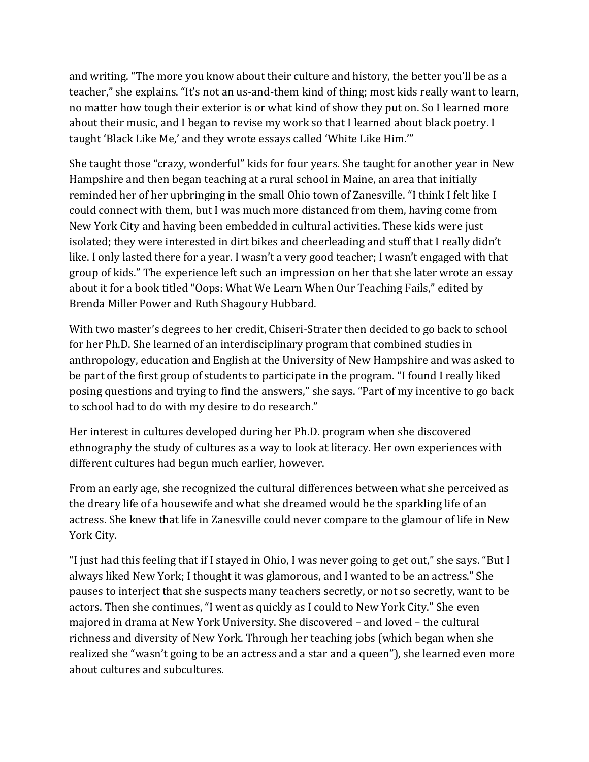and writing. "The more you know about their culture and history, the better you'll be as a teacher," she explains. "It's not an us-and-them kind of thing; most kids really want to learn, no matter how tough their exterior is or what kind of show they put on. So I learned more about their music, and I began to revise my work so that I learned about black poetry. I taught 'Black Like Me,' and they wrote essays called 'White Like Him.'"

She taught those "crazy, wonderful" kids for four years. She taught for another year in New Hampshire and then began teaching at a rural school in Maine, an area that initially reminded her of her upbringing in the small Ohio town of Zanesville. "I think I felt like I could connect with them, but I was much more distanced from them, having come from New York City and having been embedded in cultural activities. These kids were just isolated; they were interested in dirt bikes and cheerleading and stuff that I really didn't like. I only lasted there for a year. I wasn't a very good teacher; I wasn't engaged with that group of kids." The experience left such an impression on her that she later wrote an essay about it for a book titled "Oops: What We Learn When Our Teaching Fails," edited by Brenda Miller Power and Ruth Shagoury Hubbard.

With two master's degrees to her credit, Chiseri-Strater then decided to go back to school for her Ph.D. She learned of an interdisciplinary program that combined studies in anthropology, education and English at the University of New Hampshire and was asked to be part of the first group of students to participate in the program. "I found I really liked posing questions and trying to find the answers," she says. "Part of my incentive to go back to school had to do with my desire to do research."

Her interest in cultures developed during her Ph.D. program when she discovered ethnography the study of cultures as a way to look at literacy. Her own experiences with different cultures had begun much earlier, however.

From an early age, she recognized the cultural differences between what she perceived as the dreary life of a housewife and what she dreamed would be the sparkling life of an actress. She knew that life in Zanesville could never compare to the glamour of life in New York City.

"I just had this feeling that if I stayed in Ohio, I was never going to get out," she says. "But I always liked New York; I thought it was glamorous, and I wanted to be an actress." She pauses to interject that she suspects many teachers secretly, or not so secretly, want to be actors. Then she continues, "I went as quickly as I could to New York City." She even majored in drama at New York University. She discovered – and loved – the cultural richness and diversity of New York. Through her teaching jobs (which began when she realized she "wasn't going to be an actress and a star and a queen"), she learned even more about cultures and subcultures.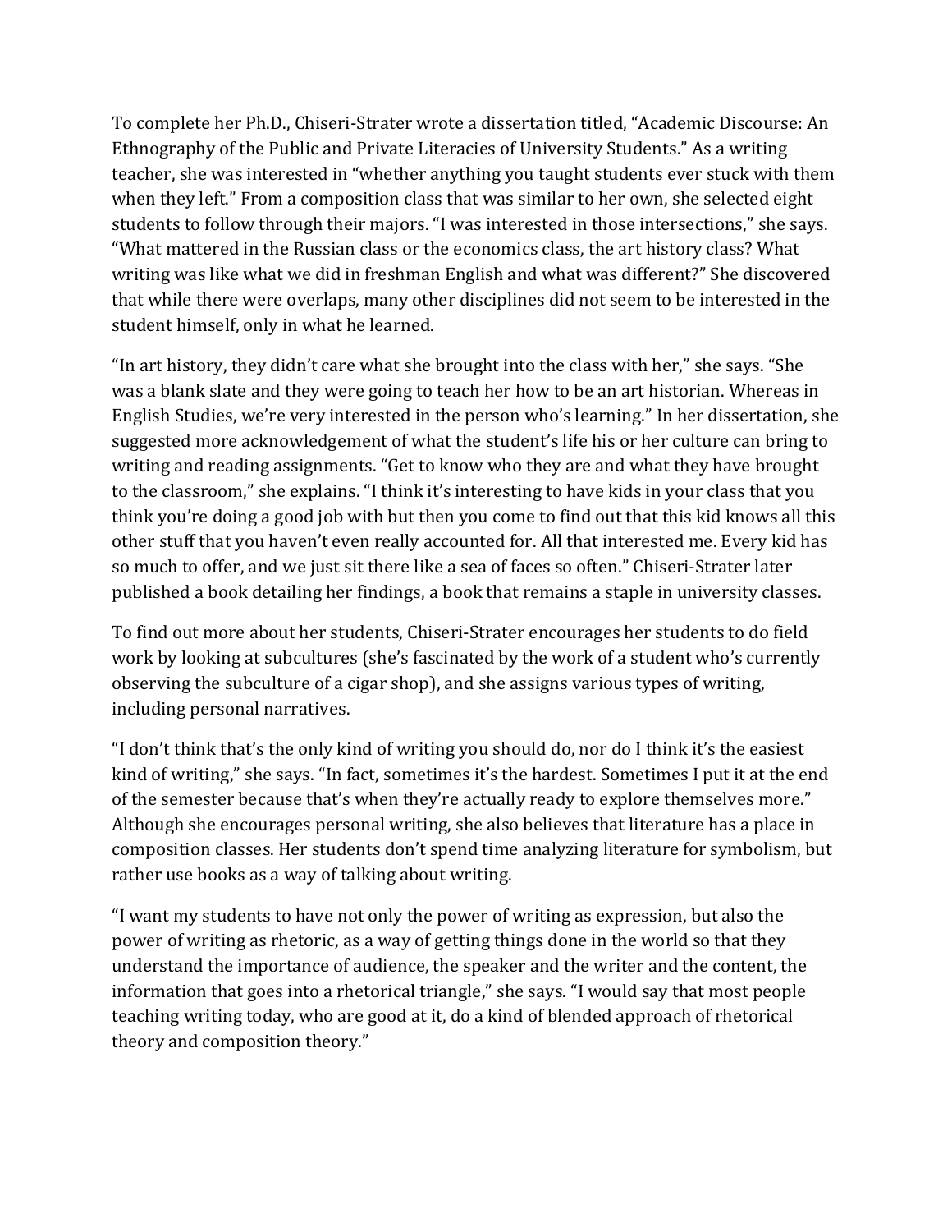To complete her Ph.D., Chiseri-Strater wrote a dissertation titled, "Academic Discourse: An Ethnography of the Public and Private Literacies of University Students." As a writing teacher, she was interested in "whether anything you taught students ever stuck with them when they left." From a composition class that was similar to her own, she selected eight students to follow through their majors. "I was interested in those intersections," she says. "What mattered in the Russian class or the economics class, the art history class? What writing was like what we did in freshman English and what was different?" She discovered that while there were overlaps, many other disciplines did not seem to be interested in the student himself, only in what he learned.

"In art history, they didn't care what she brought into the class with her," she says. "She was a blank slate and they were going to teach her how to be an art historian. Whereas in English Studies, we're very interested in the person who's learning." In her dissertation, she suggested more acknowledgement of what the student's life his or her culture can bring to writing and reading assignments. "Get to know who they are and what they have brought to the classroom," she explains. "I think it's interesting to have kids in your class that you think you're doing a good job with but then you come to find out that this kid knows all this other stuff that you haven't even really accounted for. All that interested me. Every kid has so much to offer, and we just sit there like a sea of faces so often." Chiseri-Strater later published a book detailing her findings, a book that remains a staple in university classes.

To find out more about her students, Chiseri-Strater encourages her students to do field work by looking at subcultures (she's fascinated by the work of a student who's currently observing the subculture of a cigar shop), and she assigns various types of writing, including personal narratives.

"I don't think that's the only kind of writing you should do, nor do I think it's the easiest kind of writing," she says. "In fact, sometimes it's the hardest. Sometimes I put it at the end of the semester because that's when they're actually ready to explore themselves more." Although she encourages personal writing, she also believes that literature has a place in composition classes. Her students don't spend time analyzing literature for symbolism, but rather use books as a way of talking about writing.

"I want my students to have not only the power of writing as expression, but also the power of writing as rhetoric, as a way of getting things done in the world so that they understand the importance of audience, the speaker and the writer and the content, the information that goes into a rhetorical triangle," she says. "I would say that most people teaching writing today, who are good at it, do a kind of blended approach of rhetorical theory and composition theory."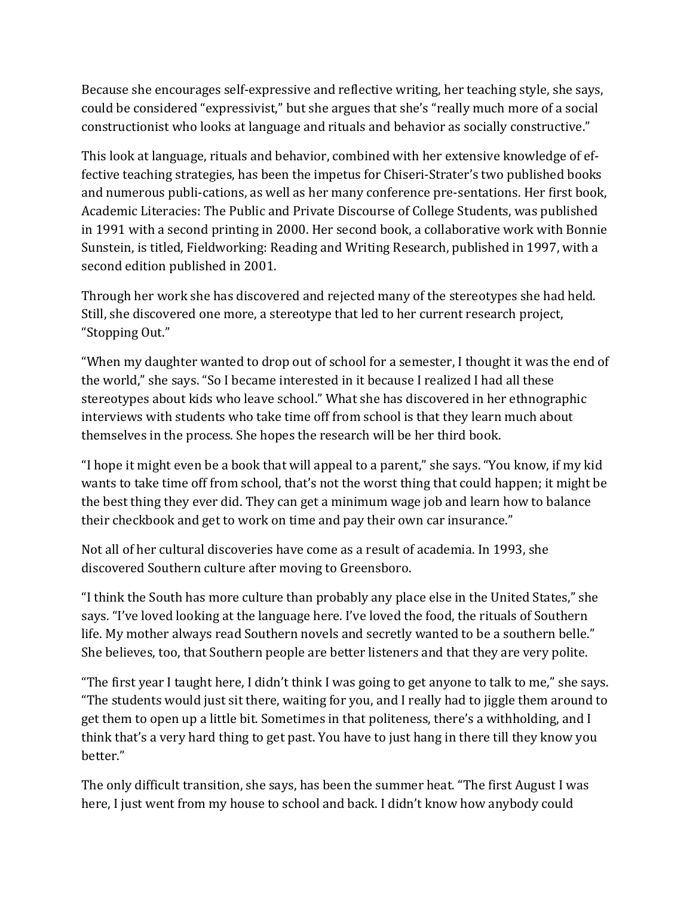Because she encourages self-expressive and reflective writing, her teaching style, she says, could be considered "expressivist," but she argues that she's "really much more of a social constructionist who looks at language and rituals and behavior as socially constructive."

This look at language, rituals and behavior, combined with her extensive knowledge of effective teaching strategies, has been the impetus for Chiseri-Strater's two published books and numerous publi-cations, as well as her many conference pre-sentations. Her first book, Academic Literacies: The Public and Private Discourse of College Students, was published in 1991 with a second printing in 2000. Her second book, a collaborative work with Bonnie Sunstein, is titled, Fieldworking: Reading and Writing Research, published in 1997, with a second edition published in 2001.

Through her work she has discovered and rejected many of the stereotypes she had held. Still, she discovered one more, a stereotype that led to her current research project, "Stopping Out."

"When my daughter wanted to drop out of school for a semester, I thought it was the end of the world," she says. "So I became interested in it because I realized I had all these stereotypes about kids who leave school." What she has discovered in her ethnographic interviews with students who take time off from school is that they learn much about themselves in the process. She hopes the research will be her third book.

"I hope it might even be a book that will appeal to a parent," she says. "You know, if my kid wants to take time off from school, that's not the worst thing that could happen; it might be the best thing they ever did. They can get a minimum wage job and learn how to balance their checkbook and get to work on time and pay their own car insurance."

Not all of her cultural discoveries have come as a result of academia. In 1993, she discovered Southern culture after moving to Greensboro.

"I think the South has more culture than probably any place else in the United States," she says. "I've loved looking at the language here. I've loved the food, the rituals of Southern life. My mother always read Southern novels and secretly wanted to be a southern belle." She believes, too, that Southern people are better listeners and that they are very polite.

"The first year I taught here, I didn't think I was going to get anyone to talk to me," she says. "The students would just sit there, waiting for you, and I really had to jiggle them around to get them to open up a little bit. Sometimes in that politeness, there's a withholding, and I think that's a very hard thing to get past. You have to just hang in there till they know you better."

The only difficult transition, she says, has been the summer heat. "The first August I was here, I just went from my house to school and back. I didn't know how anybody could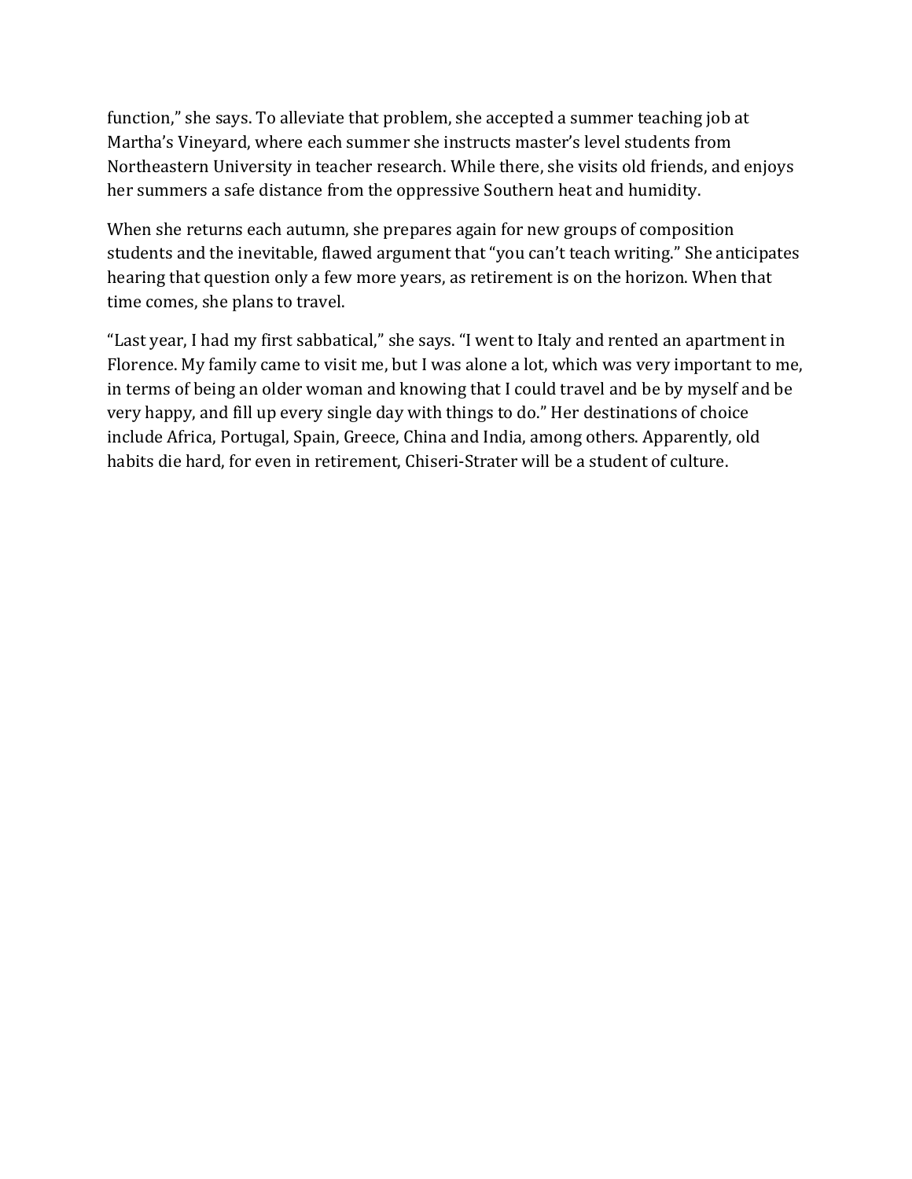function," she says. To alleviate that problem, she accepted a summer teaching job at Martha's Vineyard, where each summer she instructs master's level students from Northeastern University in teacher research. While there, she visits old friends, and enjoys her summers a safe distance from the oppressive Southern heat and humidity.

When she returns each autumn, she prepares again for new groups of composition students and the inevitable, flawed argument that "you can't teach writing." She anticipates hearing that question only a few more years, as retirement is on the horizon. When that time comes, she plans to travel.

"Last year, I had my first sabbatical," she says. "I went to Italy and rented an apartment in Florence. My family came to visit me, but I was alone a lot, which was very important to me, in terms of being an older woman and knowing that I could travel and be by myself and be very happy, and fill up every single day with things to do." Her destinations of choice include Africa, Portugal, Spain, Greece, China and India, among others. Apparently, old habits die hard, for even in retirement, Chiseri-Strater will be a student of culture.